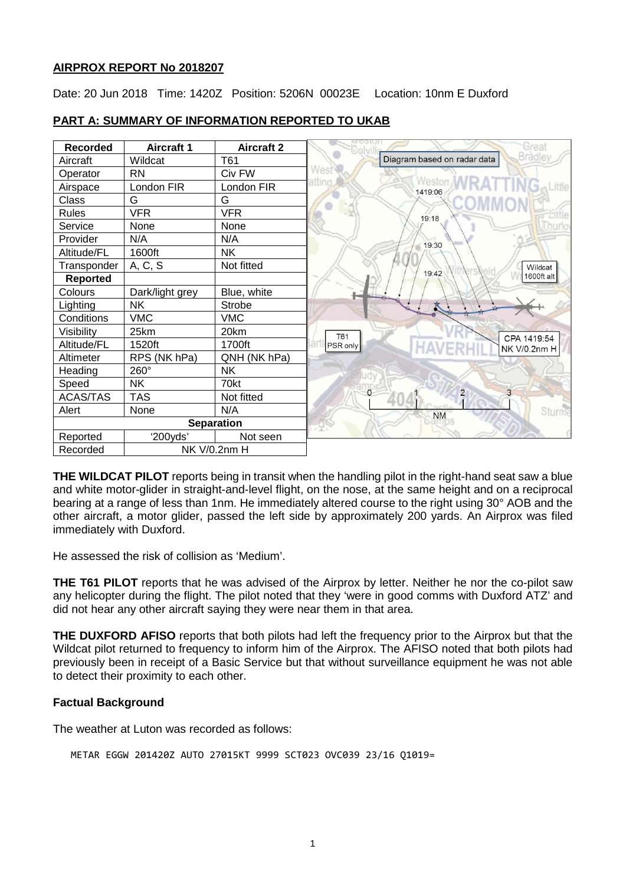## AIRPROX REPORT No 2018207

Date: 20 Jun 2018 Time: 1420Z Position: 5206N 00023E Location: 10nm E Duxford

## PART A: SUMMARY OF INFORMATION REPORTED TO UKAB

| Recorded | Aircraft 1 | Aircraft 2 |
|---|---|---|
| Aircraft | Wildcat | T61 |
| Operator | RN | Civ FW |
| Airspace | London FIR | London FIR |
| Class | G | G |
| Rules | VFR | VFR |
| Service | None | None |
| Provider | N/A | N/A |
| Altitude/FL | 1600ft | NK |
| Transponder | A, C, S | Not fitted |
| **Reported** | | |
| Colours | Dark/light grey | Blue, white |
| Lighting | NK | Strobe |
| Conditions | VMC | VMC |
| Visibility | 25km | 20km |
| Altitude/FL | 1520ft | 1700ft |
| Altimeter | RPS (NK hPa) | QNH (NK hPa) |
| Heading | 260° | NK |
| Speed | NK | 70kt |
| ACAS/TAS | TAS | Not fitted |
| Alert | None | N/A |
| **Separation** | | |
| Reported | '200yds' | Not seen |
| Recorded | NK V/0.2nm H | |

Diagram based on radar data

1419:06, 19:18, 19:30, 19:42

Wildcat 1600ft alt

T61 PSR only

CPA 1419:54 NK V/0.2nm H

0 1 2 3 NM

**THE WILDCAT PILOT** reports being in transit when the handling pilot in the right-hand seat saw a blue and white motor-glider in straight-and-level flight, on the nose, at the same height and on a reciprocal bearing at a range of less than 1nm. He immediately altered course to the right using 30° AOB and the other aircraft, a motor glider, passed the left side by approximately 200 yards. An Airprox was filed immediately with Duxford.

He assessed the risk of collision as 'Medium'.

**THE T61 PILOT** reports that he was advised of the Airprox by letter. Neither he nor the co-pilot saw any helicopter during the flight. The pilot noted that they 'were in good comms with Duxford ATZ' and did not hear any other aircraft saying they were near them in that area.

**THE DUXFORD AFISO** reports that both pilots had left the frequency prior to the Airprox but that the Wildcat pilot returned to frequency to inform him of the Airprox. The AFISO noted that both pilots had previously been in receipt of a Basic Service but that without surveillance equipment he was not able to detect their proximity to each other.

### Factual Background

The weather at Luton was recorded as follows:

```
METAR EGGW 201420Z AUTO 27015KT 9999 SCT023 OVC039 23/16 Q1019=
```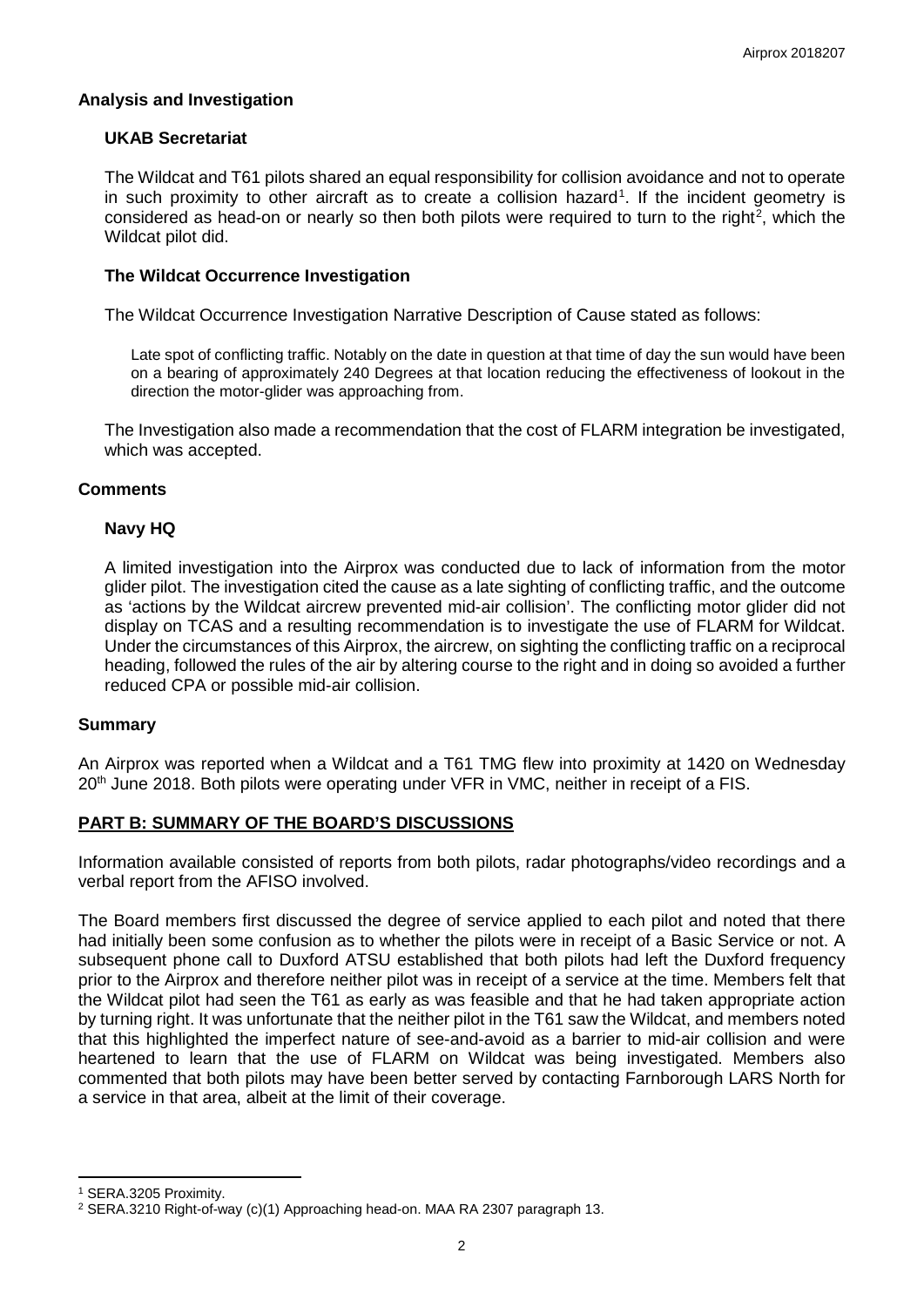## Analysis and Investigation

### UKAB Secretariat

The Wildcat and T61 pilots shared an equal responsibility for collision avoidance and not to operate in such proximity to other aircraft as to create a collision hazard[1]. If the incident geometry is considered as head-on or nearly so then both pilots were required to turn to the right[2], which the Wildcat pilot did.

### The Wildcat Occurrence Investigation

The Wildcat Occurrence Investigation Narrative Description of Cause stated as follows:

> Late spot of conflicting traffic. Notably on the date in question at that time of day the sun would have been on a bearing of approximately 240 Degrees at that location reducing the effectiveness of lookout in the direction the motor-glider was approaching from.

The Investigation also made a recommendation that the cost of FLARM integration be investigated, which was accepted.

## Comments

### Navy HQ

A limited investigation into the Airprox was conducted due to lack of information from the motor glider pilot. The investigation cited the cause as a late sighting of conflicting traffic, and the outcome as 'actions by the Wildcat aircrew prevented mid-air collision'. The conflicting motor glider did not display on TCAS and a resulting recommendation is to investigate the use of FLARM for Wildcat. Under the circumstances of this Airprox, the aircrew, on sighting the conflicting traffic on a reciprocal heading, followed the rules of the air by altering course to the right and in doing so avoided a further reduced CPA or possible mid-air collision.

## Summary

An Airprox was reported when a Wildcat and a T61 TMG flew into proximity at 1420 on Wednesday 20th June 2018. Both pilots were operating under VFR in VMC, neither in receipt of a FIS.

## PART B: SUMMARY OF THE BOARD'S DISCUSSIONS

Information available consisted of reports from both pilots, radar photographs/video recordings and a verbal report from the AFISO involved.

The Board members first discussed the degree of service applied to each pilot and noted that there had initially been some confusion as to whether the pilots were in receipt of a Basic Service or not. A subsequent phone call to Duxford ATSU established that both pilots had left the Duxford frequency prior to the Airprox and therefore neither pilot was in receipt of a service at the time. Members felt that the Wildcat pilot had seen the T61 as early as was feasible and that he had taken appropriate action by turning right. It was unfortunate that the neither pilot in the T61 saw the Wildcat, and members noted that this highlighted the imperfect nature of see-and-avoid as a barrier to mid-air collision and were heartened to learn that the use of FLARM on Wildcat was being investigated. Members also commented that both pilots may have been better served by contacting Farnborough LARS North for a service in that area, albeit at the limit of their coverage.

---

[1] SERA.3205 Proximity.

[2] SERA.3210 Right-of-way (c)(1) Approaching head-on. MAA RA 2307 paragraph 13.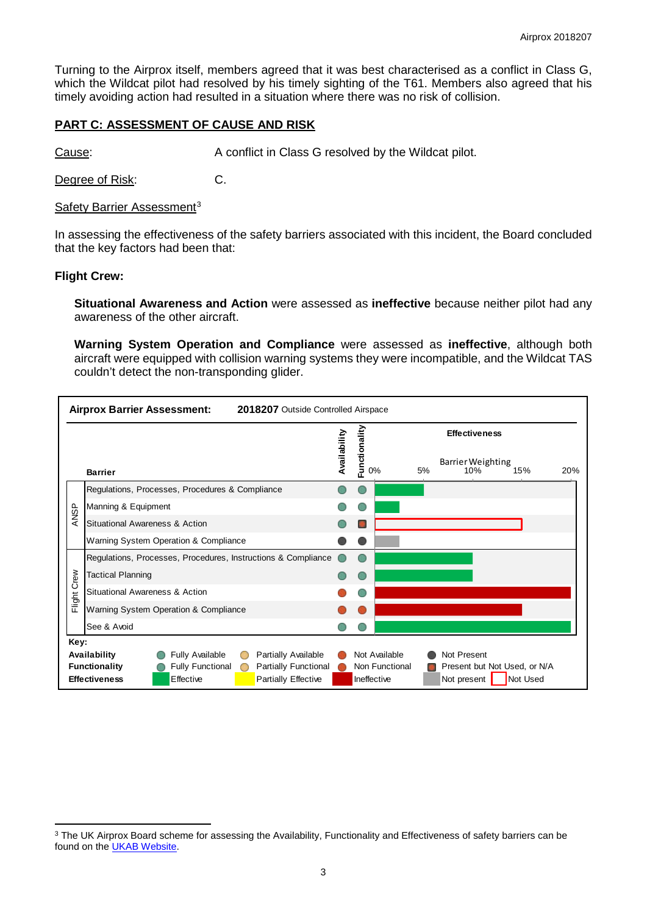Turning to the Airprox itself, members agreed that it was best characterised as a conflict in Class G, which the Wildcat pilot had resolved by his timely sighting of the T61. Members also agreed that his timely avoiding action had resulted in a situation where there was no risk of collision.

## PART C: ASSESSMENT OF CAUSE AND RISK

Cause: A conflict in Class G resolved by the Wildcat pilot.

Degree of Risk: C.

Safety Barrier Assessment[3]

In assessing the effectiveness of the safety barriers associated with this incident, the Board concluded that the key factors had been that:

### Flight Crew:

**Situational Awareness and Action** were assessed as **ineffective** because neither pilot had any awareness of the other aircraft.

**Warning System Operation and Compliance** were assessed as **ineffective**, although both aircraft were equipped with collision warning systems they were incompatible, and the Wildcat TAS couldn't detect the non-transponding glider.

**Airprox Barrier Assessment:** **2018207** Outside Controlled Airspace

Effectiveness
Barrier Weighting
0% 5% 10% 15% 20%

Barrier | Availability | Functionality

ANSP
Regulations, Processes, Procedures & Compliance
Manning & Equipment
Situational Awareness & Action
Warning System Operation & Compliance

Flight Crew
Regulations, Processes, Procedures, Instructions & Compliance
Tactical Planning
Situational Awareness & Action
Warning System Operation & Compliance
See & Avoid

Key:
Availability: Fully Available, Partially Available, Not Available, Not Present
Functionality: Fully Functional, Partially Functional, Non Functional, Present but Not Used, or N/A
Effectiveness: Effective, Partially Effective, Ineffective, Not present, Not Used

---

[3] The UK Airprox Board scheme for assessing the Availability, Functionality and Effectiveness of safety barriers can be found on the UKAB Website.